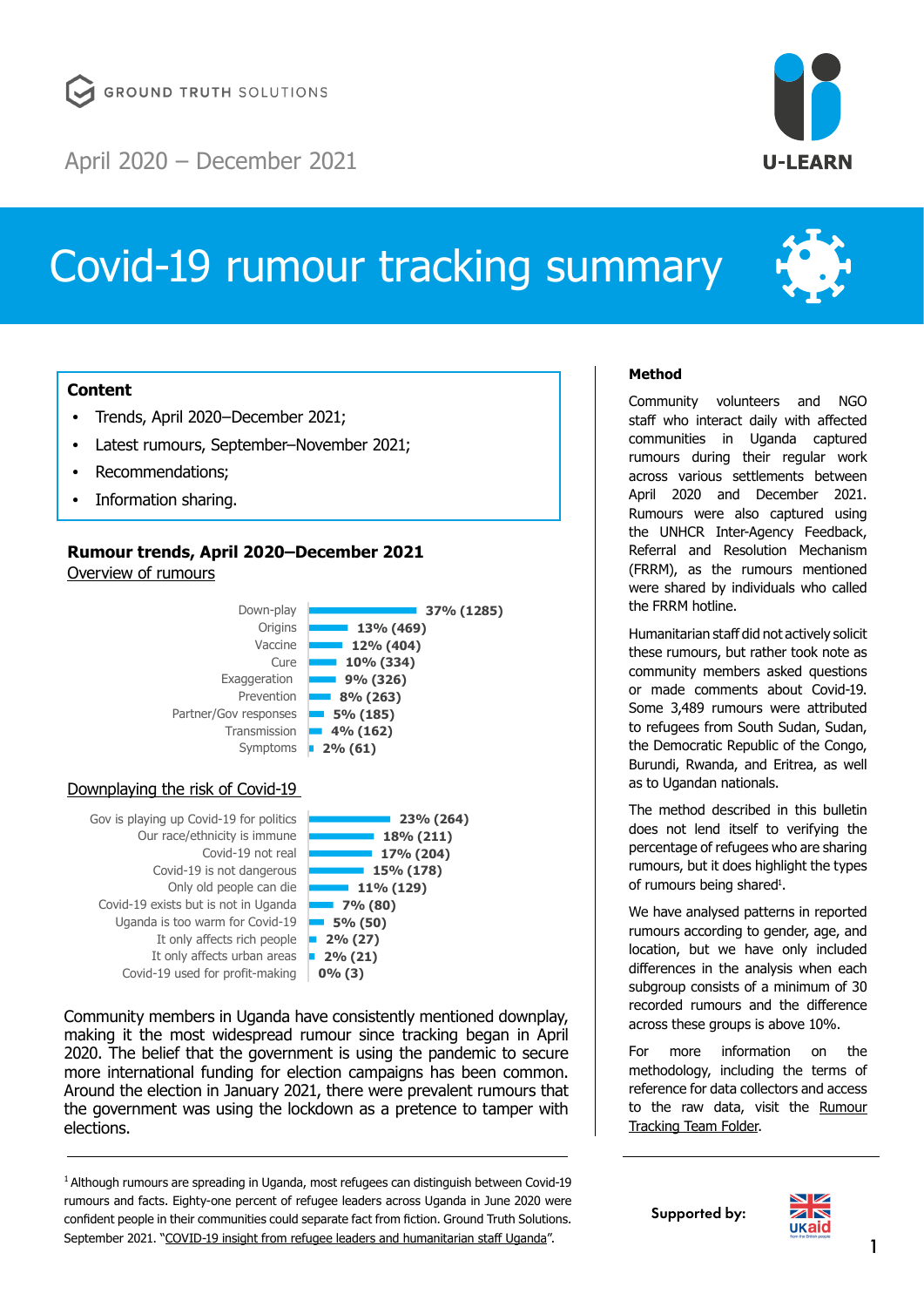GROUND TRUTH SOLUTIONS

April 2020 – December 2021

U-LEARN

# Covid-19 rumour tracking summary

**Content**

- Trends, April 2020–December 2021;
- Latest rumours, September–November 2021;
- Recommendations;
- Information sharing.

## Rumour trends, April 2020–December 2021

Overview of rumours

| Rumour | Share (count) |
|---|---|
| Down-play | 37% (1285) |
| Origins | 13% (469) |
| Vaccine | 12% (404) |
| Cure | 10% (334) |
| Exaggeration | 9% (326) |
| Prevention | 8% (263) |
| Partner/Gov responses | 5% (185) |
| Transmission | 4% (162) |
| Symptoms | 2% (61) |

Downplaying the risk of Covid-19

| Rumour | Share (count) |
|---|---|
| Gov is playing up Covid-19 for politics | 23% (264) |
| Our race/ethnicity is immune | 18% (211) |
| Covid-19 not real | 17% (204) |
| Covid-19 is not dangerous | 15% (178) |
| Only old people can die | 11% (129) |
| Covid-19 exists but is not in Uganda | 7% (80) |
| Uganda is too warm for Covid-19 | 5% (50) |
| It only affects rich people | 2% (27) |
| It only affects urban areas | 2% (21) |
| Covid-19 used for profit-making | 0% (3) |

Community members in Uganda have consistently mentioned downplay, making it the most widespread rumour since tracking began in April 2020. The belief that the government is using the pandemic to secure more international funding for election campaigns has been common. Around the election in January 2021, there were prevalent rumours that the government was using the lockdown as a pretence to tamper with elections.

### Method

Community volunteers and NGO staff who interact daily with affected communities in Uganda captured rumours during their regular work across various settlements between April 2020 and December 2021. Rumours were also captured using the UNHCR Inter-Agency Feedback, Referral and Resolution Mechanism (FRRM), as the rumours mentioned were shared by individuals who called the FRRM hotline.

Humanitarian staff did not actively solicit these rumours, but rather took note as community members asked questions or made comments about Covid-19. Some 3,489 rumours were attributed to refugees from South Sudan, Sudan, the Democratic Republic of the Congo, Burundi, Rwanda, and Eritrea, as well as to Ugandan nationals.

The method described in this bulletin does not lend itself to verifying the percentage of refugees who are sharing rumours, but it does highlight the types of rumours being shared[1].

We have analysed patterns in reported rumours according to gender, age, and location, but we have only included differences in the analysis when each subgroup consists of a minimum of 30 recorded rumours and the difference across these groups is above 10%.

For more information on the methodology, including the terms of reference for data collectors and access to the raw data, visit the Rumour Tracking Team Folder.

[1] Although rumours are spreading in Uganda, most refugees can distinguish between Covid-19 rumours and facts. Eighty-one percent of refugee leaders across Uganda in June 2020 were confident people in their communities could separate fact from fiction. Ground Truth Solutions. September 2021. "COVID-19 insight from refugee leaders and humanitarian staff Uganda".

Supported by: UKaid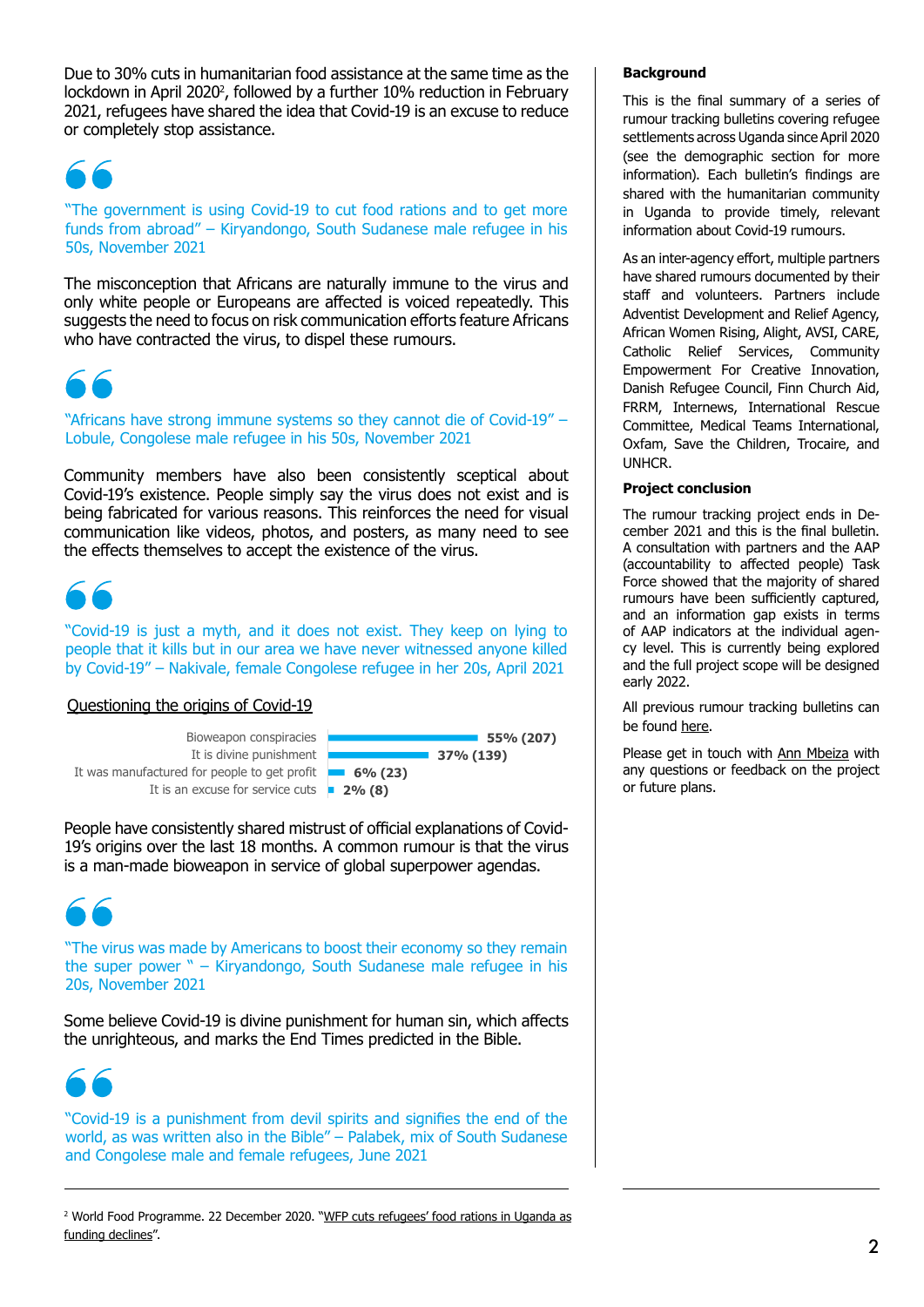Due to 30% cuts in humanitarian food assistance at the same time as the lockdown in April 2020[2], followed by a further 10% reduction in February 2021, refugees have shared the idea that Covid-19 is an excuse to reduce or completely stop assistance.

> "The government is using Covid-19 to cut food rations and to get more funds from abroad" – Kiryandongo, South Sudanese male refugee in his 50s, November 2021

The misconception that Africans are naturally immune to the virus and only white people or Europeans are affected is voiced repeatedly. This suggests the need to focus on risk communication efforts feature Africans who have contracted the virus, to dispel these rumours.

> "Africans have strong immune systems so they cannot die of Covid-19" – Lobule, Congolese male refugee in his 50s, November 2021

Community members have also been consistently sceptical about Covid-19's existence. People simply say the virus does not exist and is being fabricated for various reasons. This reinforces the need for visual communication like videos, photos, and posters, as many need to see the effects themselves to accept the existence of the virus.

> "Covid-19 is just a myth, and it does not exist. They keep on lying to people that it kills but in our area we have never witnessed anyone killed by Covid-19" – Nakivale, female Congolese refugee in her 20s, April 2021

**Questioning the origins of Covid-19**

| Rumour | Share |
| --- | --- |
| Bioweapon conspiracies | 55% (207) |
| It is divine punishment | 37% (139) |
| It was manufactured for people to get profit | 6% (23) |
| It is an excuse for service cuts | 2% (8) |

People have consistently shared mistrust of official explanations of Covid-19's origins over the last 18 months. A common rumour is that the virus is a man-made bioweapon in service of global superpower agendas.

> "The virus was made by Americans to boost their economy so they remain the super power " – Kiryandongo, South Sudanese male refugee in his 20s, November 2021

Some believe Covid-19 is divine punishment for human sin, which affects the unrighteous, and marks the End Times predicted in the Bible.

> "Covid-19 is a punishment from devil spirits and signifies the end of the world, as was written also in the Bible" – Palabek, mix of South Sudanese and Congolese male and female refugees, June 2021

### Background

This is the final summary of a series of rumour tracking bulletins covering refugee settlements across Uganda since April 2020 (see the demographic section for more information). Each bulletin's findings are shared with the humanitarian community in Uganda to provide timely, relevant information about Covid-19 rumours.

As an inter-agency effort, multiple partners have shared rumours documented by their staff and volunteers. Partners include Adventist Development and Relief Agency, African Women Rising, Alight, AVSI, CARE, Catholic Relief Services, Community Empowerment For Creative Innovation, Danish Refugee Council, Finn Church Aid, FRRM, Internews, International Rescue Committee, Medical Teams International, Oxfam, Save the Children, Trocaire, and UNHCR.

### Project conclusion

The rumour tracking project ends in December 2021 and this is the final bulletin. A consultation with partners and the AAP (accountability to affected people) Task Force showed that the majority of shared rumours have been sufficiently captured, and an information gap exists in terms of AAP indicators at the individual agency level. This is currently being explored and the full project scope will be designed early 2022.

All previous rumour tracking bulletins can be found here.

Please get in touch with Ann Mbeiza with any questions or feedback on the project or future plans.

---

[2] World Food Programme. 22 December 2020. "WFP cuts refugees' food rations in Uganda as funding declines".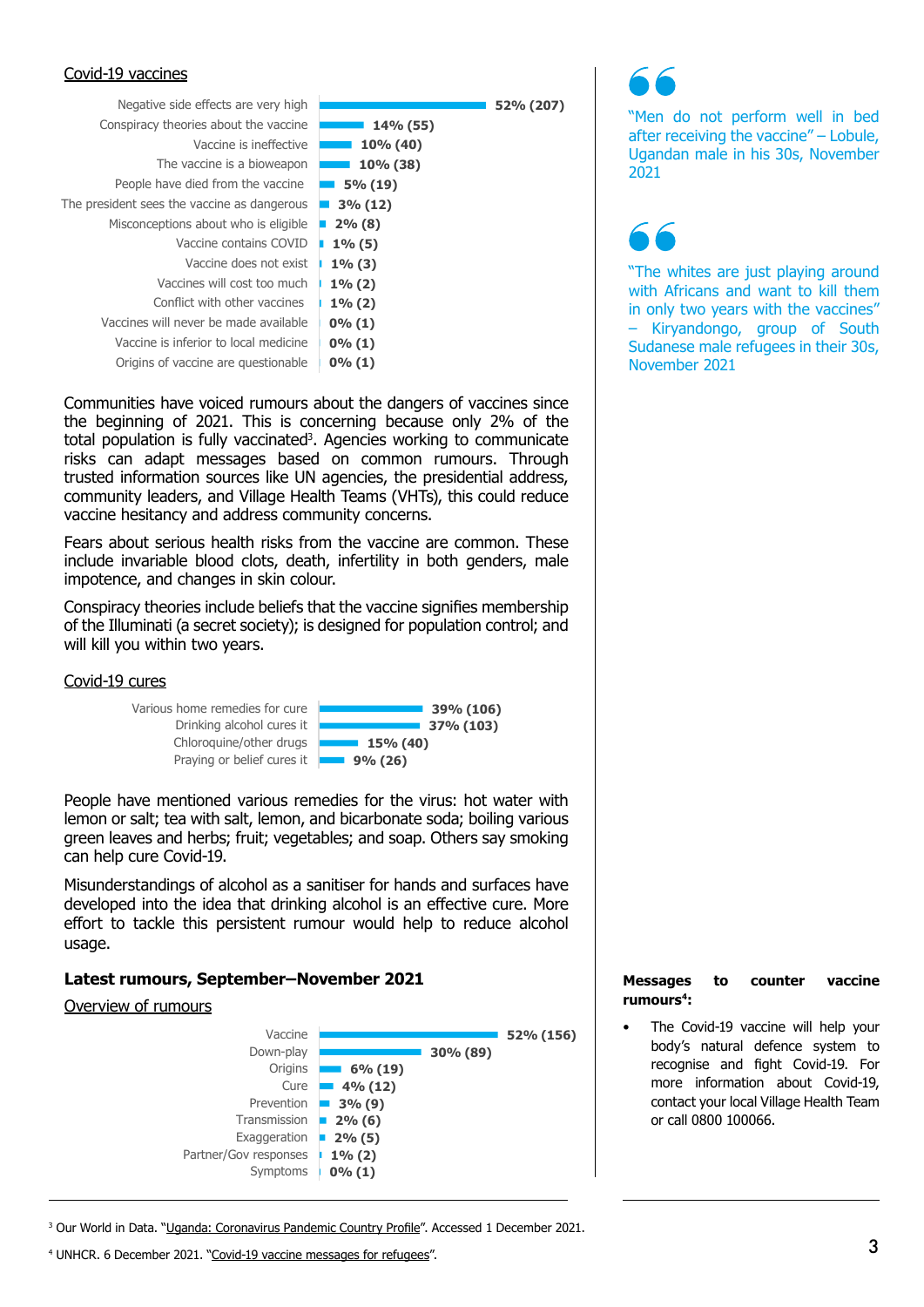Covid-19 vaccines

| Rumour | % (n) |
|---|---|
| Negative side effects are very high | 52% (207) |
| Conspiracy theories about the vaccine | 14% (55) |
| Vaccine is ineffective | 10% (40) |
| The vaccine is a bioweapon | 10% (38) |
| People have died from the vaccine | 5% (19) |
| The president sees the vaccine as dangerous | 3% (12) |
| Misconceptions about who is eligible | 2% (8) |
| Vaccine contains COVID | 1% (5) |
| Vaccine does not exist | 1% (3) |
| Vaccines will cost too much | 1% (2) |
| Conflict with other vaccines | 1% (2) |
| Vaccines will never be made available | 0% (1) |
| Vaccine is inferior to local medicine | 0% (1) |
| Origins of vaccine are questionable | 0% (1) |

Communities have voiced rumours about the dangers of vaccines since the beginning of 2021. This is concerning because only 2% of the total population is fully vaccinated[3]. Agencies working to communicate risks can adapt messages based on common rumours. Through trusted information sources like UN agencies, the presidential address, community leaders, and Village Health Teams (VHTs), this could reduce vaccine hesitancy and address community concerns.

Fears about serious health risks from the vaccine are common. These include invariable blood clots, death, infertility in both genders, male impotence, and changes in skin colour.

Conspiracy theories include beliefs that the vaccine signifies membership of the Illuminati (a secret society); is designed for population control; and will kill you within two years.

Covid-19 cures

| Rumour | % (n) |
|---|---|
| Various home remedies for cure | 39% (106) |
| Drinking alcohol cures it | 37% (103) |
| Chloroquine/other drugs | 15% (40) |
| Praying or belief cures it | 9% (26) |

People have mentioned various remedies for the virus: hot water with lemon or salt; tea with salt, lemon, and bicarbonate soda; boiling various green leaves and herbs; fruit; vegetables; and soap. Others say smoking can help cure Covid-19.

Misunderstandings of alcohol as a sanitiser for hands and surfaces have developed into the idea that drinking alcohol is an effective cure. More effort to tackle this persistent rumour would help to reduce alcohol usage.

## Latest rumours, September–November 2021

Overview of rumours

| Category | % (n) |
|---|---|
| Vaccine | 52% (156) |
| Down-play | 30% (89) |
| Origins | 6% (19) |
| Cure | 4% (12) |
| Prevention | 3% (9) |
| Transmission | 2% (6) |
| Exaggeration | 2% (5) |
| Partner/Gov responses | 1% (2) |
| Symptoms | 0% (1) |

"Men do not perform well in bed after receiving the vaccine" – Lobule, Ugandan male in his 30s, November 2021

"The whites are just playing around with Africans and want to kill them in only two years with the vaccines" – Kiryandongo, group of South Sudanese male refugees in their 30s, November 2021

**Messages to counter vaccine rumours[4]:**

- The Covid-19 vaccine will help your body's natural defence system to recognise and fight Covid-19. For more information about Covid-19, contact your local Village Health Team or call 0800 100066.

[3] Our World in Data. "Uganda: Coronavirus Pandemic Country Profile". Accessed 1 December 2021.

[4] UNHCR. 6 December 2021. "Covid-19 vaccine messages for refugees".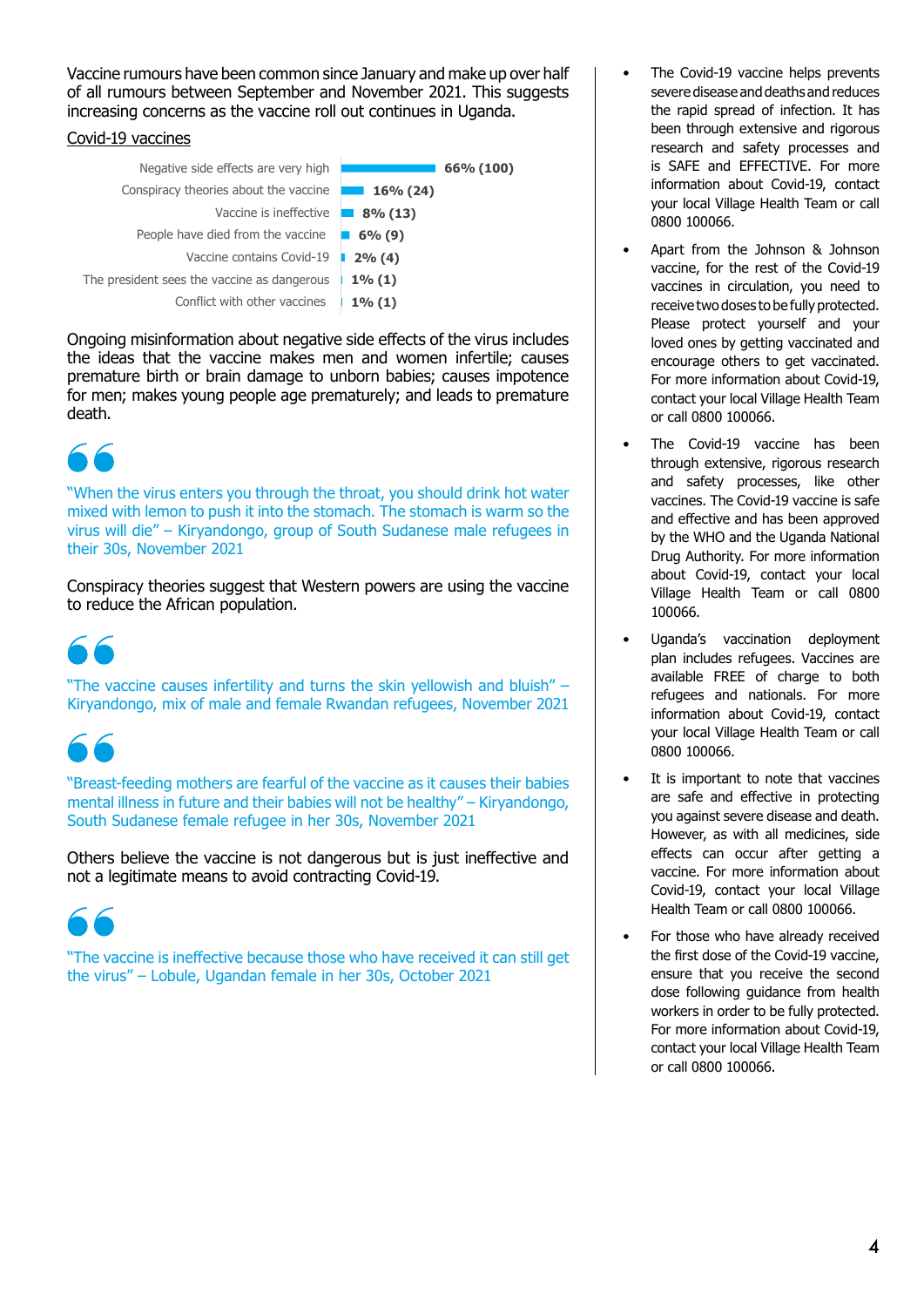Vaccine rumours have been common since January and make up over half of all rumours between September and November 2021. This suggests increasing concerns as the vaccine roll out continues in Uganda.

Covid-19 vaccines

| Rumour | Share |
| --- | --- |
| Negative side effects are very high | 66% (100) |
| Conspiracy theories about the vaccine | 16% (24) |
| Vaccine is ineffective | 8% (13) |
| People have died from the vaccine | 6% (9) |
| Vaccine contains Covid-19 | 2% (4) |
| The president sees the vaccine as dangerous | 1% (1) |
| Conflict with other vaccines | 1% (1) |

Ongoing misinformation about negative side effects of the virus includes the ideas that the vaccine makes men and women infertile; causes premature birth or brain damage to unborn babies; causes impotence for men; makes young people age prematurely; and leads to premature death.

> "When the virus enters you through the throat, you should drink hot water mixed with lemon to push it into the stomach. The stomach is warm so the virus will die" – Kiryandongo, group of South Sudanese male refugees in their 30s, November 2021

Conspiracy theories suggest that Western powers are using the vaccine to reduce the African population.

> "The vaccine causes infertility and turns the skin yellowish and bluish" – Kiryandongo, mix of male and female Rwandan refugees, November 2021

> "Breast-feeding mothers are fearful of the vaccine as it causes their babies mental illness in future and their babies will not be healthy" – Kiryandongo, South Sudanese female refugee in her 30s, November 2021

Others believe the vaccine is not dangerous but is just ineffective and not a legitimate means to avoid contracting Covid-19.

> "The vaccine is ineffective because those who have received it can still get the virus" – Lobule, Ugandan female in her 30s, October 2021

- The Covid-19 vaccine helps prevents severe disease and deaths and reduces the rapid spread of infection. It has been through extensive and rigorous research and safety processes and is SAFE and EFFECTIVE. For more information about Covid-19, contact your local Village Health Team or call 0800 100066.
- Apart from the Johnson & Johnson vaccine, for the rest of the Covid-19 vaccines in circulation, you need to receive two doses to be fully protected. Please protect yourself and your loved ones by getting vaccinated and encourage others to get vaccinated. For more information about Covid-19, contact your local Village Health Team or call 0800 100066.
- The Covid-19 vaccine has been through extensive, rigorous research and safety processes, like other vaccines. The Covid-19 vaccine is safe and effective and has been approved by the WHO and the Uganda National Drug Authority. For more information about Covid-19, contact your local Village Health Team or call 0800 100066.
- Uganda's vaccination deployment plan includes refugees. Vaccines are available FREE of charge to both refugees and nationals. For more information about Covid-19, contact your local Village Health Team or call 0800 100066.
- It is important to note that vaccines are safe and effective in protecting you against severe disease and death. However, as with all medicines, side effects can occur after getting a vaccine. For more information about Covid-19, contact your local Village Health Team or call 0800 100066.
- For those who have already received the first dose of the Covid-19 vaccine, ensure that you receive the second dose following guidance from health workers in order to be fully protected. For more information about Covid-19, contact your local Village Health Team or call 0800 100066.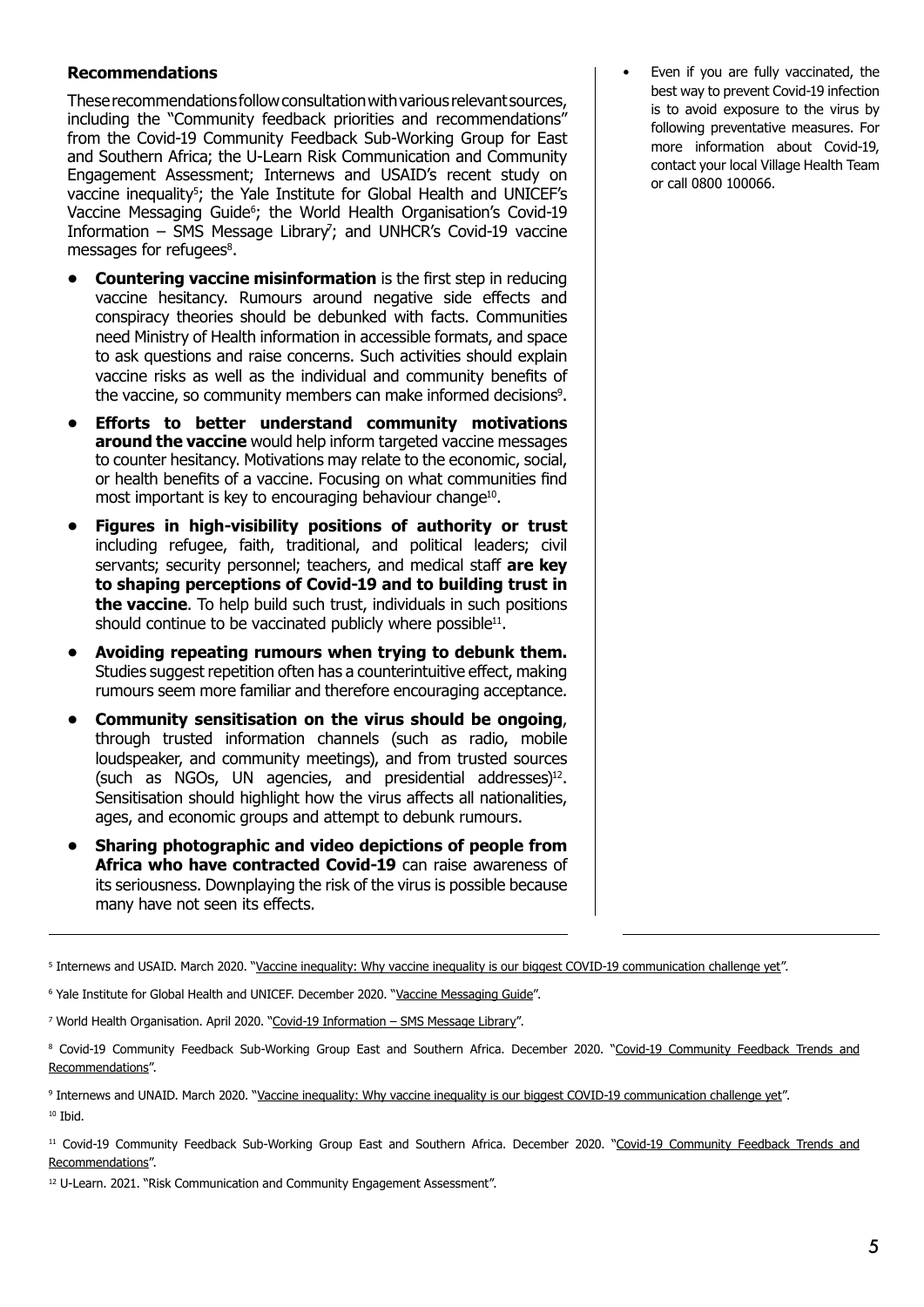### Recommendations

These recommendations follow consultation with various relevant sources, including the "Community feedback priorities and recommendations" from the Covid-19 Community Feedback Sub-Working Group for East and Southern Africa; the U-Learn Risk Communication and Community Engagement Assessment; Internews and USAID's recent study on vaccine inequality[5]; the Yale Institute for Global Health and UNICEF's Vaccine Messaging Guide[6]; the World Health Organisation's Covid-19 Information – SMS Message Library[7]; and UNHCR's Covid-19 vaccine messages for refugees[8].

- **Countering vaccine misinformation** is the first step in reducing vaccine hesitancy. Rumours around negative side effects and conspiracy theories should be debunked with facts. Communities need Ministry of Health information in accessible formats, and space to ask questions and raise concerns. Such activities should explain vaccine risks as well as the individual and community benefits of the vaccine, so community members can make informed decisions[9].
- **Efforts to better understand community motivations around the vaccine** would help inform targeted vaccine messages to counter hesitancy. Motivations may relate to the economic, social, or health benefits of a vaccine. Focusing on what communities find most important is key to encouraging behaviour change[10].
- **Figures in high-visibility positions of authority or trust** including refugee, faith, traditional, and political leaders; civil servants; security personnel; teachers, and medical staff **are key to shaping perceptions of Covid-19 and to building trust in the vaccine**. To help build such trust, individuals in such positions should continue to be vaccinated publicly where possible[11].
- **Avoiding repeating rumours when trying to debunk them.** Studies suggest repetition often has a counterintuitive effect, making rumours seem more familiar and therefore encouraging acceptance.
- **Community sensitisation on the virus should be ongoing**, through trusted information channels (such as radio, mobile loudspeaker, and community meetings), and from trusted sources (such as NGOs, UN agencies, and presidential addresses)[12]. Sensitisation should highlight how the virus affects all nationalities, ages, and economic groups and attempt to debunk rumours.
- **Sharing photographic and video depictions of people from Africa who have contracted Covid-19** can raise awareness of its seriousness. Downplaying the risk of the virus is possible because many have not seen its effects.

- Even if you are fully vaccinated, the best way to prevent Covid-19 infection is to avoid exposure to the virus by following preventative measures. For more information about Covid-19, contact your local Village Health Team or call 0800 100066.

---

[5] Internews and USAID. March 2020. "Vaccine inequality: Why vaccine inequality is our biggest COVID-19 communication challenge yet".

[6] Yale Institute for Global Health and UNICEF. December 2020. "Vaccine Messaging Guide".

[7] World Health Organisation. April 2020. "Covid-19 Information – SMS Message Library".

[8] Covid-19 Community Feedback Sub-Working Group East and Southern Africa. December 2020. "Covid-19 Community Feedback Trends and Recommendations".

[9] Internews and UNAID. March 2020. "Vaccine inequality: Why vaccine inequality is our biggest COVID-19 communication challenge yet".

[10] Ibid.

[11] Covid-19 Community Feedback Sub-Working Group East and Southern Africa. December 2020. "Covid-19 Community Feedback Trends and Recommendations".

[12] U-Learn. 2021. "Risk Communication and Community Engagement Assessment".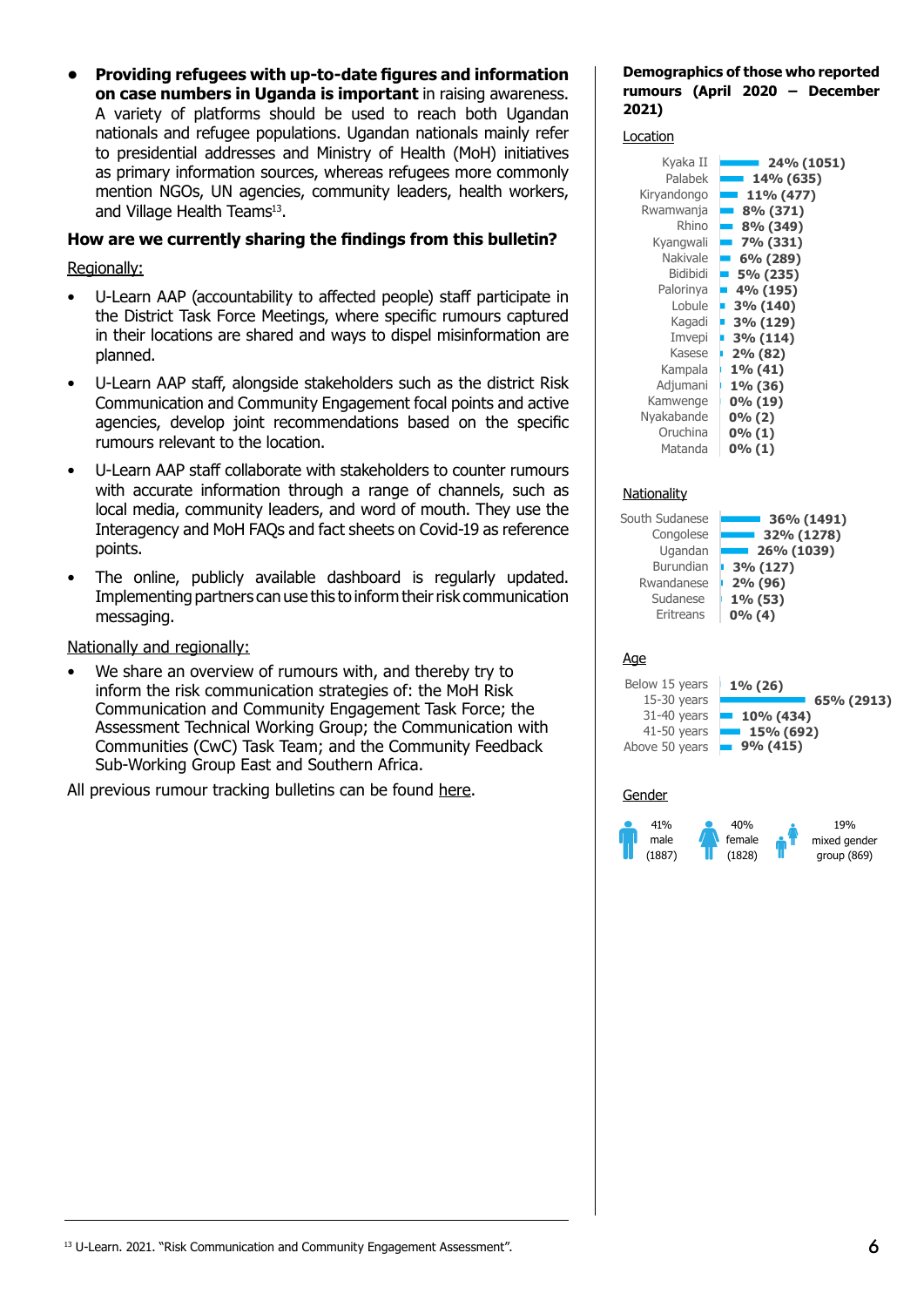- **Providing refugees with up-to-date figures and information on case numbers in Uganda is important** in raising awareness. A variety of platforms should be used to reach both Ugandan nationals and refugee populations. Ugandan nationals mainly refer to presidential addresses and Ministry of Health (MoH) initiatives as primary information sources, whereas refugees more commonly mention NGOs, UN agencies, community leaders, health workers, and Village Health Teams[13].

### How are we currently sharing the findings from this bulletin?

Regionally:

- U-Learn AAP (accountability to affected people) staff participate in the District Task Force Meetings, where specific rumours captured in their locations are shared and ways to dispel misinformation are planned.
- U-Learn AAP staff, alongside stakeholders such as the district Risk Communication and Community Engagement focal points and active agencies, develop joint recommendations based on the specific rumours relevant to the location.
- U-Learn AAP staff collaborate with stakeholders to counter rumours with accurate information through a range of channels, such as local media, community leaders, and word of mouth. They use the Interagency and MoH FAQs and fact sheets on Covid-19 as reference points.
- The online, publicly available dashboard is regularly updated. Implementing partners can use this to inform their risk communication messaging.

Nationally and regionally:

- We share an overview of rumours with, and thereby try to inform the risk communication strategies of: the MoH Risk Communication and Community Engagement Task Force; the Assessment Technical Working Group; the Communication with Communities (CwC) Task Team; and the Community Feedback Sub-Working Group East and Southern Africa.

All previous rumour tracking bulletins can be found here.

### Demographics of those who reported rumours (April 2020 – December 2021)

Location

Kyaka II 24% (1051)
Palabek 14% (635)
Kiryandongo 11% (477)
Rwamwanja 8% (371)
Rhino 8% (349)
Kyangwali 7% (331)
Nakivale 6% (289)
Bidibidi 5% (235)
Palorinya 4% (195)
Lobule 3% (140)
Kagadi 3% (129)
Imvepi 3% (114)
Kasese 2% (82)
Kampala 1% (41)
Adjumani 1% (36)
Kamwenge 0% (19)
Nyakabande 0% (2)
Oruchina 0% (1)
Matanda 0% (1)

Nationality

South Sudanese 36% (1491)
Congolese 32% (1278)
Ugandan 26% (1039)
Burundian 3% (127)
Rwandanese 2% (96)
Sudanese 1% (53)
Eritreans 0% (4)

Age

Below 15 years 1% (26)
15-30 years 65% (2913)
31-40 years 10% (434)
41-50 years 15% (692)
Above 50 years 9% (415)

Gender

41% male (1887)
40% female (1828)
19% mixed gender group (869)

[13] U-Learn. 2021. "Risk Communication and Community Engagement Assessment".